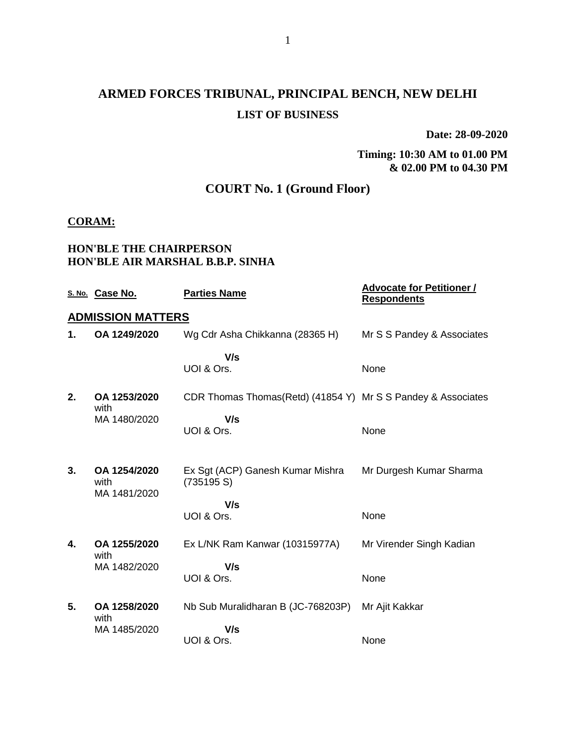# ARMED FORCES TRIBUNAL, PRINCIPAL BENCH, NEW DELHI

## LIST OF BUSINESS

**Date: 28-09-2020**

**Timing: 10:30 AM to 01.00 PM & 02.00 PM to 04.30 PM**

## COURT No. 1 (Ground Floor)

**CORAM:**

**HON'BLE THE CHAIRPERSON**
**HON'BLE AIR MARSHAL B.B.P. SINHA**

| S. No. | Case No. | Parties Name | Advocate for Petitioner / Respondents |
|---|---|---|---|
| **ADMISSION MATTERS** | | | |
| **1.** | **OA 1249/2020** | Wg Cdr Asha Chikkanna (28365 H) **V/s** UOI & Ors. | Mr S S Pandey & Associates / None |
| **2.** | **OA 1253/2020** with MA 1480/2020 | CDR Thomas Thomas(Retd) (41854 Y) **V/s** UOI & Ors. | Mr S S Pandey & Associates / None |
| **3.** | **OA 1254/2020** with MA 1481/2020 | Ex Sgt (ACP) Ganesh Kumar Mishra (735195 S) **V/s** UOI & Ors. | Mr Durgesh Kumar Sharma / None |
| **4.** | **OA 1255/2020** with MA 1482/2020 | Ex L/NK Ram Kanwar (10315977A) **V/s** UOI & Ors. | Mr Virender Singh Kadian / None |
| **5.** | **OA 1258/2020** with MA 1485/2020 | Nb Sub Muralidharan B (JC-768203P) **V/s** UOI & Ors. | Mr Ajit Kakkar / None |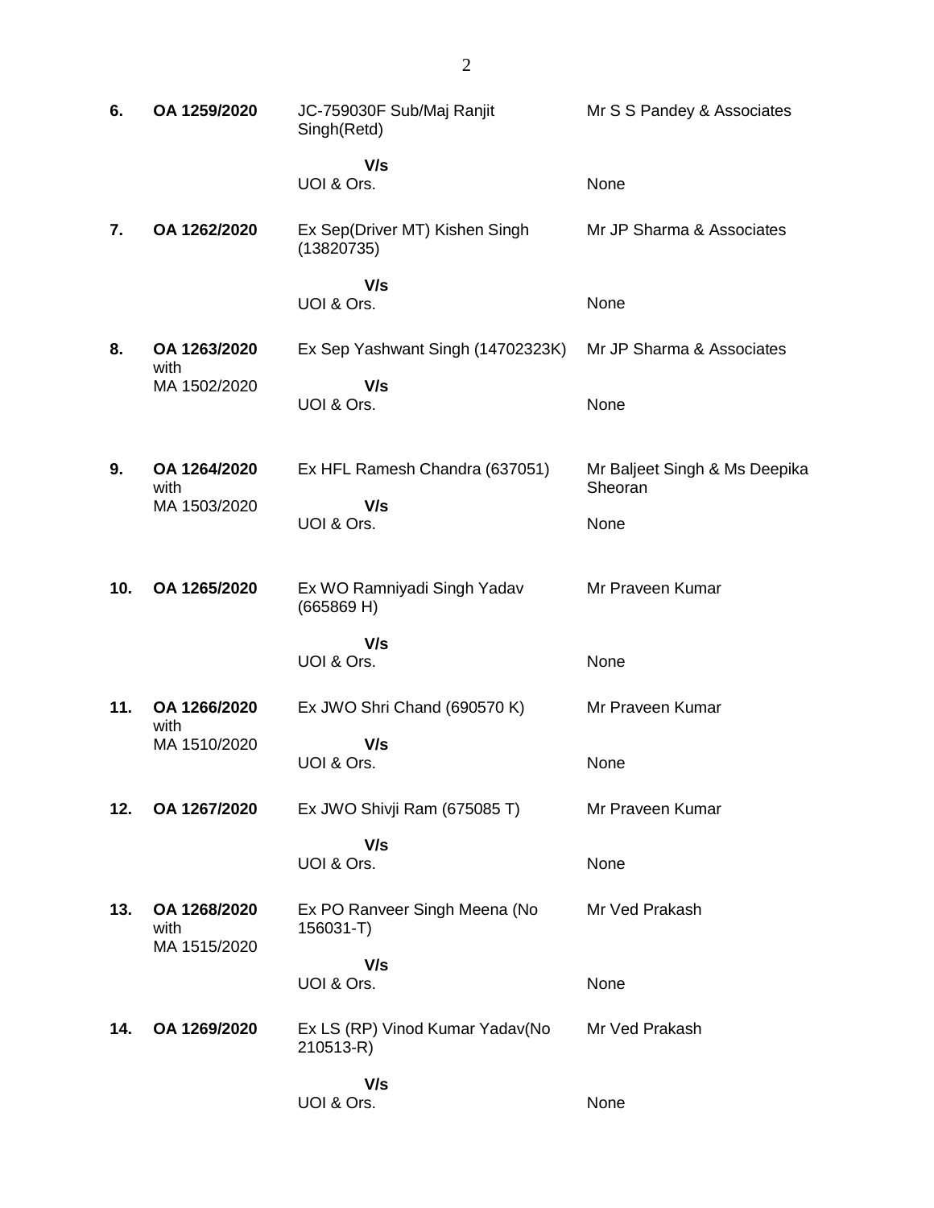| | | | |
|---|---|---|---|
| **6.** | **OA 1259/2020** | JC-759030F Sub/Maj Ranjit Singh(Retd)<br><br>**V/s**<br>UOI & Ors. | Mr S S Pandey & Associates<br><br><br>None |
| **7.** | **OA 1262/2020** | Ex Sep(Driver MT) Kishen Singh (13820735)<br><br>**V/s**<br>UOI & Ors. | Mr JP Sharma & Associates<br><br><br>None |
| **8.** | **OA 1263/2020** with MA 1502/2020 | Ex Sep Yashwant Singh (14702323K)<br><br>**V/s**<br>UOI & Ors. | Mr JP Sharma & Associates<br><br><br>None |
| **9.** | **OA 1264/2020** with MA 1503/2020 | Ex HFL Ramesh Chandra (637051)<br><br>**V/s**<br>UOI & Ors. | Mr Baljeet Singh & Ms Deepika Sheoran<br><br>None |
| **10.** | **OA 1265/2020** | Ex WO Ramniyadi Singh Yadav (665869 H)<br><br>**V/s**<br>UOI & Ors. | Mr Praveen Kumar<br><br><br>None |
| **11.** | **OA 1266/2020** with MA 1510/2020 | Ex JWO Shri Chand (690570 K)<br><br>**V/s**<br>UOI & Ors. | Mr Praveen Kumar<br><br><br>None |
| **12.** | **OA 1267/2020** | Ex JWO Shivji Ram (675085 T)<br><br>**V/s**<br>UOI & Ors. | Mr Praveen Kumar<br><br><br>None |
| **13.** | **OA 1268/2020** with MA 1515/2020 | Ex PO Ranveer Singh Meena (No 156031-T)<br><br>**V/s**<br>UOI & Ors. | Mr Ved Prakash<br><br><br>None |
| **14.** | **OA 1269/2020** | Ex LS (RP) Vinod Kumar Yadav(No 210513-R)<br><br>**V/s**<br>UOI & Ors. | Mr Ved Prakash<br><br><br>None |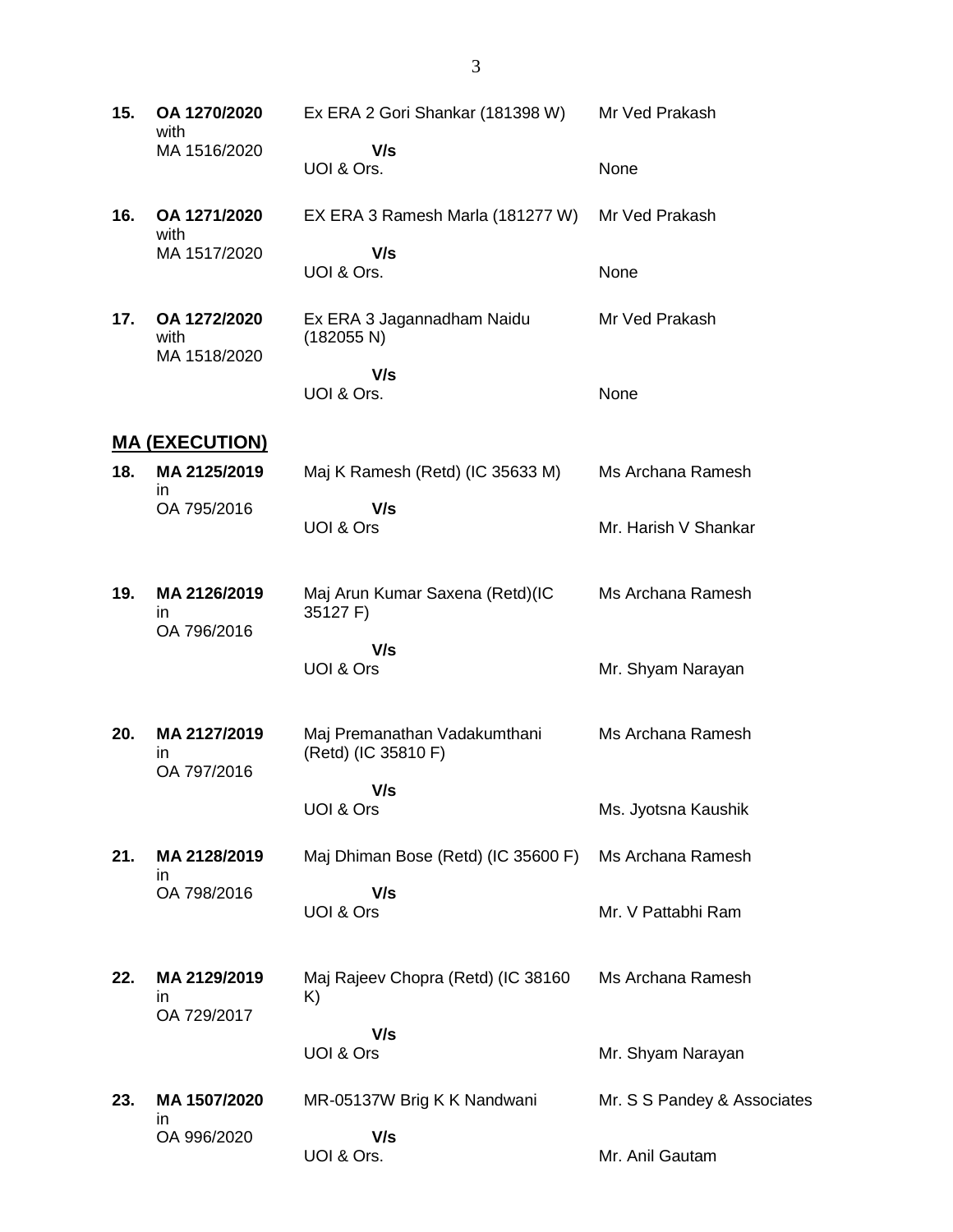| | | | |
|---|---|---|---|
| **15.** | **OA 1270/2020** with MA 1516/2020 | Ex ERA 2 Gori Shankar (181398 W) **V/s** UOI & Ors. | Mr Ved Prakash<br>None |
| **16.** | **OA 1271/2020** with MA 1517/2020 | EX ERA 3 Ramesh Marla (181277 W) **V/s** UOI & Ors. | Mr Ved Prakash<br>None |
| **17.** | **OA 1272/2020** with MA 1518/2020 | Ex ERA 3 Jagannadham Naidu (182055 N) **V/s** UOI & Ors. | Mr Ved Prakash<br>None |

## MA (EXECUTION)

| | | | |
|---|---|---|---|
| **18.** | **MA 2125/2019** in OA 795/2016 | Maj K Ramesh (Retd) (IC 35633 M) **V/s** UOI & Ors | Ms Archana Ramesh<br>Mr. Harish V Shankar |
| **19.** | **MA 2126/2019** in OA 796/2016 | Maj Arun Kumar Saxena (Retd)(IC 35127 F) **V/s** UOI & Ors | Ms Archana Ramesh<br>Mr. Shyam Narayan |
| **20.** | **MA 2127/2019** in OA 797/2016 | Maj Premanathan Vadakumthani (Retd) (IC 35810 F) **V/s** UOI & Ors | Ms Archana Ramesh<br>Ms. Jyotsna Kaushik |
| **21.** | **MA 2128/2019** in OA 798/2016 | Maj Dhiman Bose (Retd) (IC 35600 F) **V/s** UOI & Ors | Ms Archana Ramesh<br>Mr. V Pattabhi Ram |
| **22.** | **MA 2129/2019** in OA 729/2017 | Maj Rajeev Chopra (Retd) (IC 38160 K) **V/s** UOI & Ors | Ms Archana Ramesh<br>Mr. Shyam Narayan |
| **23.** | **MA 1507/2020** in OA 996/2020 | MR-05137W Brig K K Nandwani **V/s** UOI & Ors. | Mr. S S Pandey & Associates<br>Mr. Anil Gautam |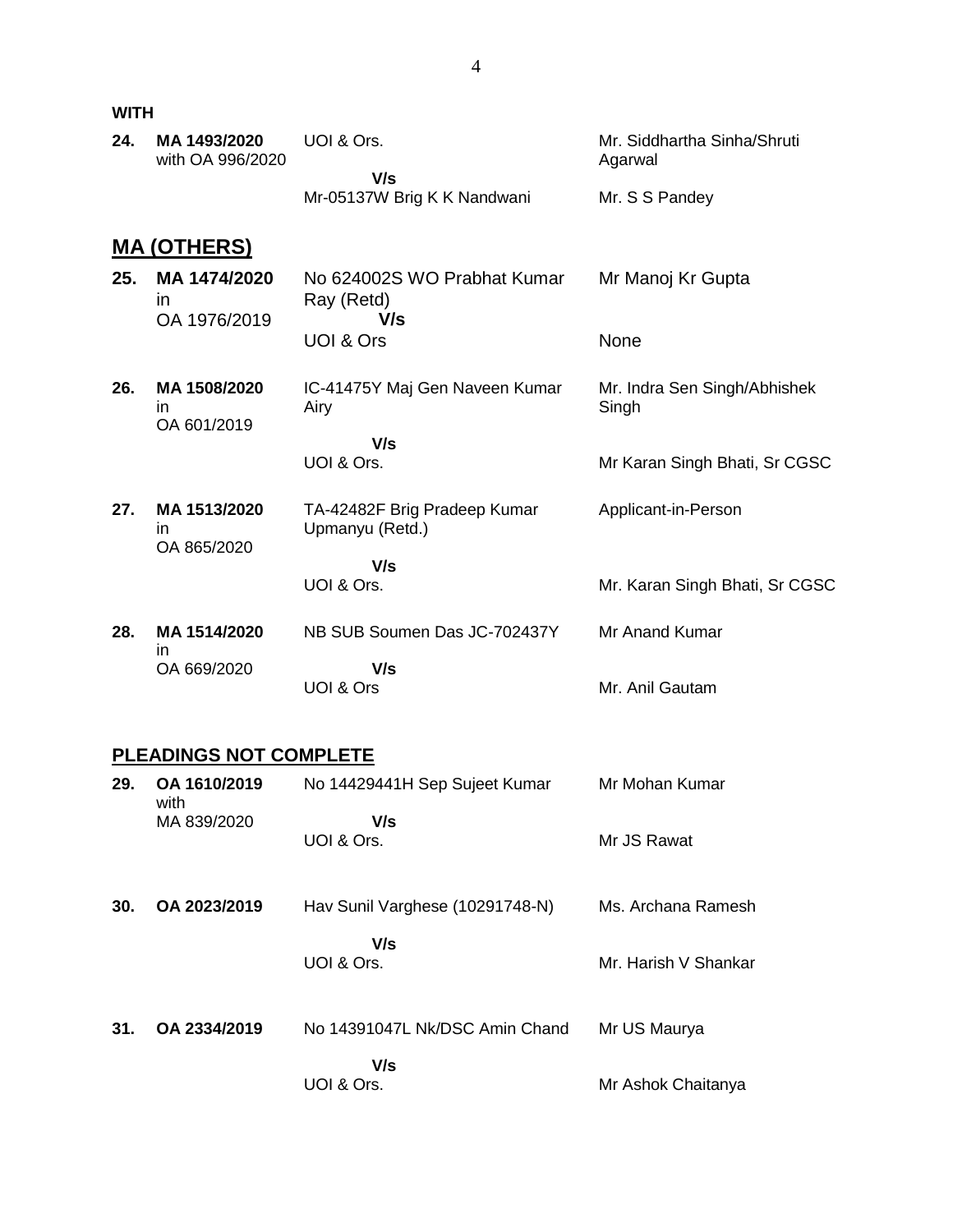**WITH**

| | | | |
|---|---|---|---|
| **24.** | **MA 1493/2020** with OA 996/2020 | UOI & Ors.<br>**V/s**<br>Mr-05137W Brig K K Nandwani | Mr. Siddhartha Sinha/Shruti Agarwal<br><br>Mr. S S Pandey |

## MA (OTHERS)

| | | | |
|---|---|---|---|
| **25.** | **MA 1474/2020** in OA 1976/2019 | No 624002S WO Prabhat Kumar Ray (Retd)<br>**V/s**<br>UOI & Ors | Mr Manoj Kr Gupta<br><br>None |
| **26.** | **MA 1508/2020** in OA 601/2019 | IC-41475Y Maj Gen Naveen Kumar Airy<br>**V/s**<br>UOI & Ors. | Mr. Indra Sen Singh/Abhishek Singh<br><br>Mr Karan Singh Bhati, Sr CGSC |
| **27.** | **MA 1513/2020** in OA 865/2020 | TA-42482F Brig Pradeep Kumar Upmanyu (Retd.)<br>**V/s**<br>UOI & Ors. | Applicant-in-Person<br><br>Mr. Karan Singh Bhati, Sr CGSC |
| **28.** | **MA 1514/2020** in OA 669/2020 | NB SUB Soumen Das JC-702437Y<br>**V/s**<br>UOI & Ors | Mr Anand Kumar<br><br>Mr. Anil Gautam |

## PLEADINGS NOT COMPLETE

| | | | |
|---|---|---|---|
| **29.** | **OA 1610/2019** with MA 839/2020 | No 14429441H Sep Sujeet Kumar<br>**V/s**<br>UOI & Ors. | Mr Mohan Kumar<br><br>Mr JS Rawat |
| **30.** | **OA 2023/2019** | Hav Sunil Varghese (10291748-N)<br>**V/s**<br>UOI & Ors. | Ms. Archana Ramesh<br><br>Mr. Harish V Shankar |
| **31.** | **OA 2334/2019** | No 14391047L Nk/DSC Amin Chand<br>**V/s**<br>UOI & Ors. | Mr US Maurya<br><br>Mr Ashok Chaitanya |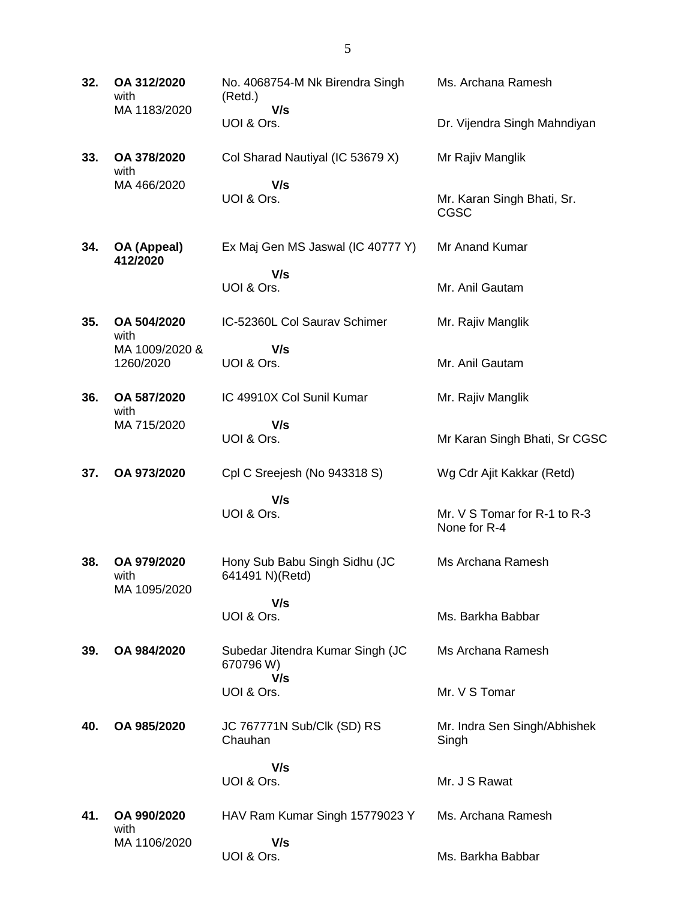| | | | |
|---|---|---|---|
| **32.** | **OA 312/2020** with MA 1183/2020 | No. 4068754-M Nk Birendra Singh (Retd.) **V/s** UOI & Ors. | Ms. Archana Ramesh<br><br>Dr. Vijendra Singh Mahndiyan |
| **33.** | **OA 378/2020** with MA 466/2020 | Col Sharad Nautiyal (IC 53679 X) **V/s** UOI & Ors. | Mr Rajiv Manglik<br><br>Mr. Karan Singh Bhati, Sr. CGSC |
| **34.** | **OA (Appeal) 412/2020** | Ex Maj Gen MS Jaswal (IC 40777 Y) **V/s** UOI & Ors. | Mr Anand Kumar<br><br>Mr. Anil Gautam |
| **35.** | **OA 504/2020** with MA 1009/2020 & 1260/2020 | IC-52360L Col Saurav Schimer **V/s** UOI & Ors. | Mr. Rajiv Manglik<br><br>Mr. Anil Gautam |
| **36.** | **OA 587/2020** with MA 715/2020 | IC 49910X Col Sunil Kumar **V/s** UOI & Ors. | Mr. Rajiv Manglik<br><br>Mr Karan Singh Bhati, Sr CGSC |
| **37.** | **OA 973/2020** | Cpl C Sreejesh (No 943318 S) **V/s** UOI & Ors. | Wg Cdr Ajit Kakkar (Retd)<br><br>Mr. V S Tomar for R-1 to R-3 None for R-4 |
| **38.** | **OA 979/2020** with MA 1095/2020 | Hony Sub Babu Singh Sidhu (JC 641491 N)(Retd) **V/s** UOI & Ors. | Ms Archana Ramesh<br><br>Ms. Barkha Babbar |
| **39.** | **OA 984/2020** | Subedar Jitendra Kumar Singh (JC 670796 W) **V/s** UOI & Ors. | Ms Archana Ramesh<br><br>Mr. V S Tomar |
| **40.** | **OA 985/2020** | JC 767771N Sub/Clk (SD) RS Chauhan **V/s** UOI & Ors. | Mr. Indra Sen Singh/Abhishek Singh<br><br>Mr. J S Rawat |
| **41.** | **OA 990/2020** with MA 1106/2020 | HAV Ram Kumar Singh 15779023 Y **V/s** UOI & Ors. | Ms. Archana Ramesh<br><br>Ms. Barkha Babbar |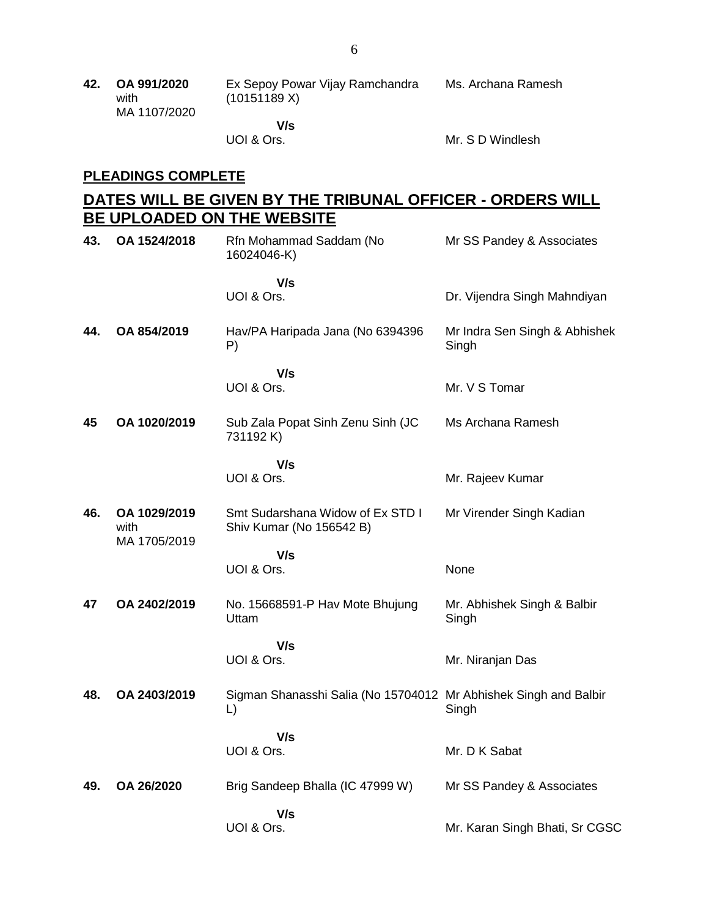| | | | |
|---|---|---|---|
| **42.** | **OA 991/2020** with MA 1107/2020 | Ex Sepoy Powar Vijay Ramchandra (10151189 X) | Ms. Archana Ramesh |
| | | **V/s** UOI & Ors. | Mr. S D Windlesh |

**PLEADINGS COMPLETE**

## DATES WILL BE GIVEN BY THE TRIBUNAL OFFICER - ORDERS WILL BE UPLOADED ON THE WEBSITE

| | | | |
|---|---|---|---|
| **43.** | **OA 1524/2018** | Rfn Mohammad Saddam (No 16024046-K) | Mr SS Pandey & Associates |
| | | **V/s** UOI & Ors. | Dr. Vijendra Singh Mahndiyan |
| **44.** | **OA 854/2019** | Hav/PA Haripada Jana (No 6394396 P) | Mr Indra Sen Singh & Abhishek Singh |
| | | **V/s** UOI & Ors. | Mr. V S Tomar |
| **45** | **OA 1020/2019** | Sub Zala Popat Sinh Zenu Sinh (JC 731192 K) | Ms Archana Ramesh |
| | | **V/s** UOI & Ors. | Mr. Rajeev Kumar |
| **46.** | **OA 1029/2019** with MA 1705/2019 | Smt Sudarshana Widow of Ex STD I Shiv Kumar (No 156542 B) | Mr Virender Singh Kadian |
| | | **V/s** UOI & Ors. | None |
| **47** | **OA 2402/2019** | No. 15668591-P Hav Mote Bhujung Uttam | Mr. Abhishek Singh & Balbir Singh |
| | | **V/s** UOI & Ors. | Mr. Niranjan Das |
| **48.** | **OA 2403/2019** | Sigman Shanasshi Salia (No 15704012 L) | Mr Abhishek Singh and Balbir Singh |
| | | **V/s** UOI & Ors. | Mr. D K Sabat |
| **49.** | **OA 26/2020** | Brig Sandeep Bhalla (IC 47999 W) | Mr SS Pandey & Associates |
| | | **V/s** UOI & Ors. | Mr. Karan Singh Bhati, Sr CGSC |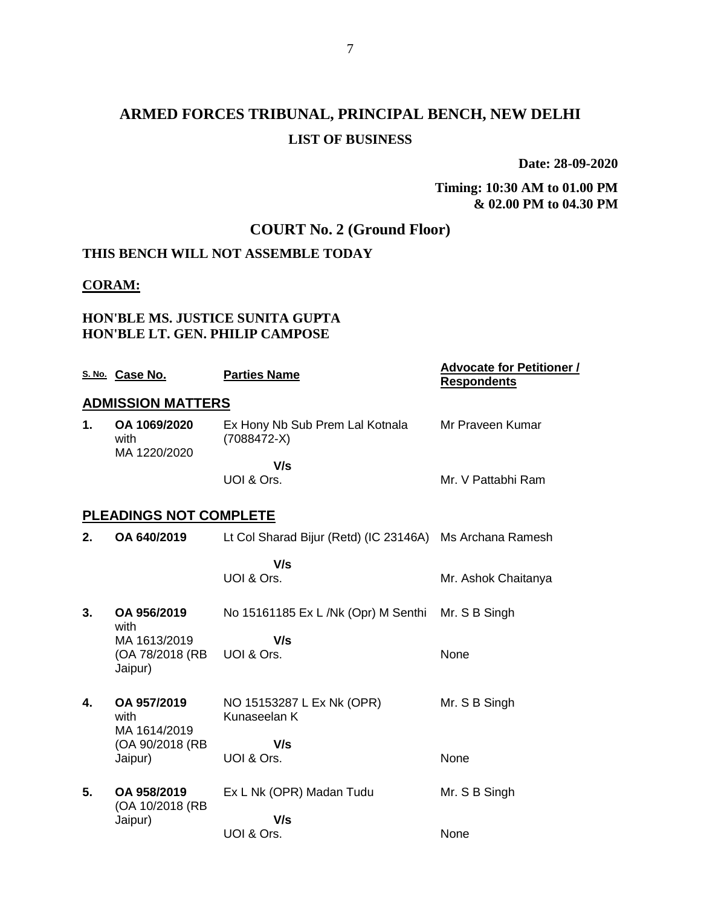# ARMED FORCES TRIBUNAL, PRINCIPAL BENCH, NEW DELHI

## LIST OF BUSINESS

**Date: 28-09-2020**

**Timing: 10:30 AM to 01.00 PM & 02.00 PM to 04.30 PM**

## COURT No. 2 (Ground Floor)

**THIS BENCH WILL NOT ASSEMBLE TODAY**

**CORAM:**

**HON'BLE MS. JUSTICE SUNITA GUPTA**
**HON'BLE LT. GEN. PHILIP CAMPOSE**

| S. No. | Case No. | Parties Name | Advocate for Petitioner / Respondents |
|---|---|---|---|
| **ADMISSION MATTERS** | | | |
| **1.** | **OA 1069/2020** with MA 1220/2020 | Ex Hony Nb Sub Prem Lal Kotnala (7088472-X) | Mr Praveen Kumar |
| | | **V/s** UOI & Ors. | Mr. V Pattabhi Ram |
| **PLEADINGS NOT COMPLETE** | | | |
| **2.** | **OA 640/2019** | Lt Col Sharad Bijur (Retd) (IC 23146A) | Ms Archana Ramesh |
| | | **V/s** UOI & Ors. | Mr. Ashok Chaitanya |
| **3.** | **OA 956/2019** with MA 1613/2019 (OA 78/2018 (RB Jaipur) | No 15161185 Ex L /Nk (Opr) M Senthi | Mr. S B Singh |
| | | **V/s** UOI & Ors. | None |
| **4.** | **OA 957/2019** with MA 1614/2019 (OA 90/2018 (RB Jaipur) | NO 15153287 L Ex Nk (OPR) Kunaseelan K | Mr. S B Singh |
| | | **V/s** UOI & Ors. | None |
| **5.** | **OA 958/2019** (OA 10/2018 (RB Jaipur) | Ex L Nk (OPR) Madan Tudu | Mr. S B Singh |
| | | **V/s** UOI & Ors. | None |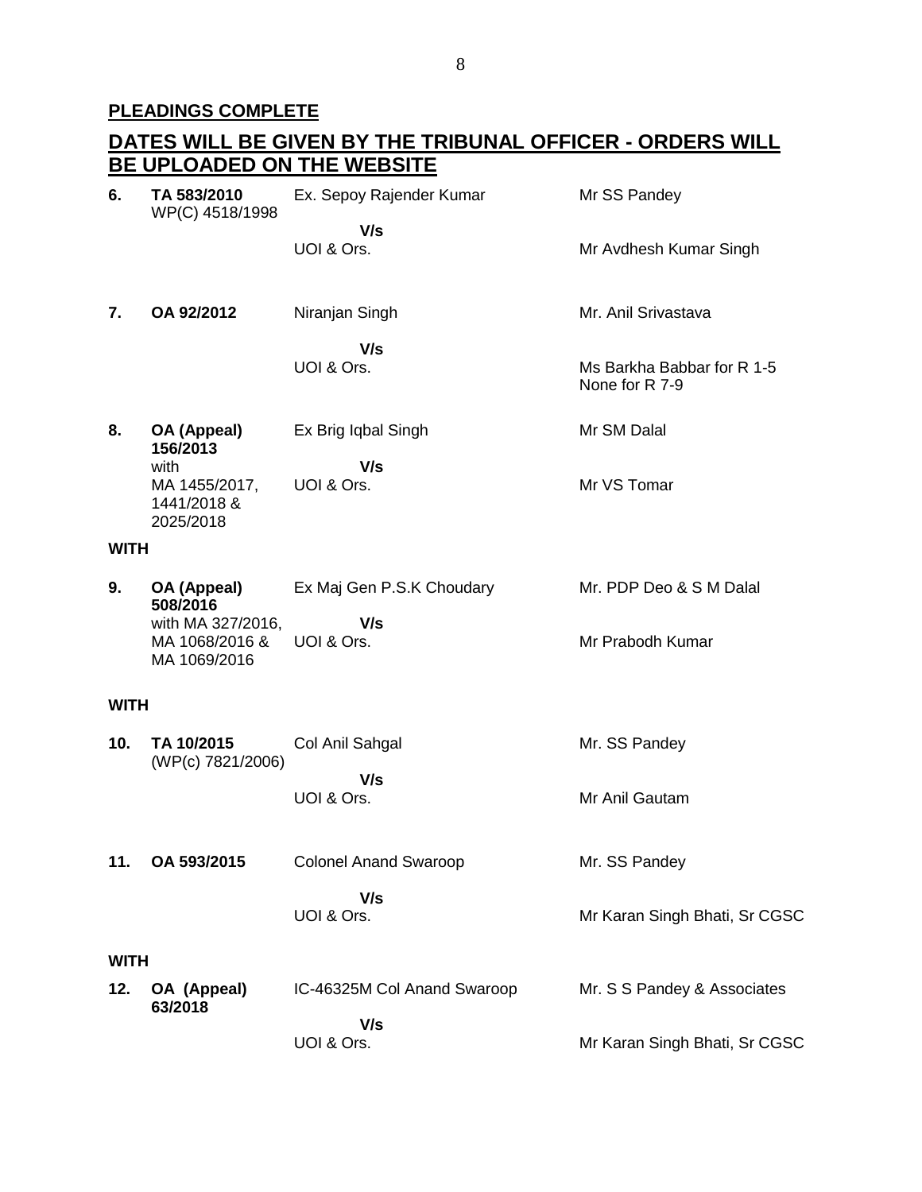**PLEADINGS COMPLETE**

**DATES WILL BE GIVEN BY THE TRIBUNAL OFFICER - ORDERS WILL BE UPLOADED ON THE WEBSITE**

| | | | |
|---|---|---|---|
| **6.** | **TA 583/2010** WP(C) 4518/1998 | Ex. Sepoy Rajender Kumar **V/s** UOI & Ors. | Mr SS Pandey<br><br>Mr Avdhesh Kumar Singh |
| **7.** | **OA 92/2012** | Niranjan Singh **V/s** UOI & Ors. | Mr. Anil Srivastava<br><br>Ms Barkha Babbar for R 1-5<br>None for R 7-9 |
| **8.** | **OA (Appeal) 156/2013** with MA 1455/2017, 1441/2018 & 2025/2018 | Ex Brig Iqbal Singh **V/s** UOI & Ors. | Mr SM Dalal<br><br>Mr VS Tomar |
| **WITH** | | | |
| **9.** | **OA (Appeal) 508/2016** with MA 327/2016, MA 1068/2016 & MA 1069/2016 | Ex Maj Gen P.S.K Choudary **V/s** UOI & Ors. | Mr. PDP Deo & S M Dalal<br><br>Mr Prabodh Kumar |
| **WITH** | | | |
| **10.** | **TA 10/2015** (WP(c) 7821/2006) | Col Anil Sahgal **V/s** UOI & Ors. | Mr. SS Pandey<br><br>Mr Anil Gautam |
| **11.** | **OA 593/2015** | Colonel Anand Swaroop **V/s** UOI & Ors. | Mr. SS Pandey<br><br>Mr Karan Singh Bhati, Sr CGSC |
| **WITH** | | | |
| **12.** | **OA (Appeal) 63/2018** | IC-46325M Col Anand Swaroop **V/s** UOI & Ors. | Mr. S S Pandey & Associates<br><br>Mr Karan Singh Bhati, Sr CGSC |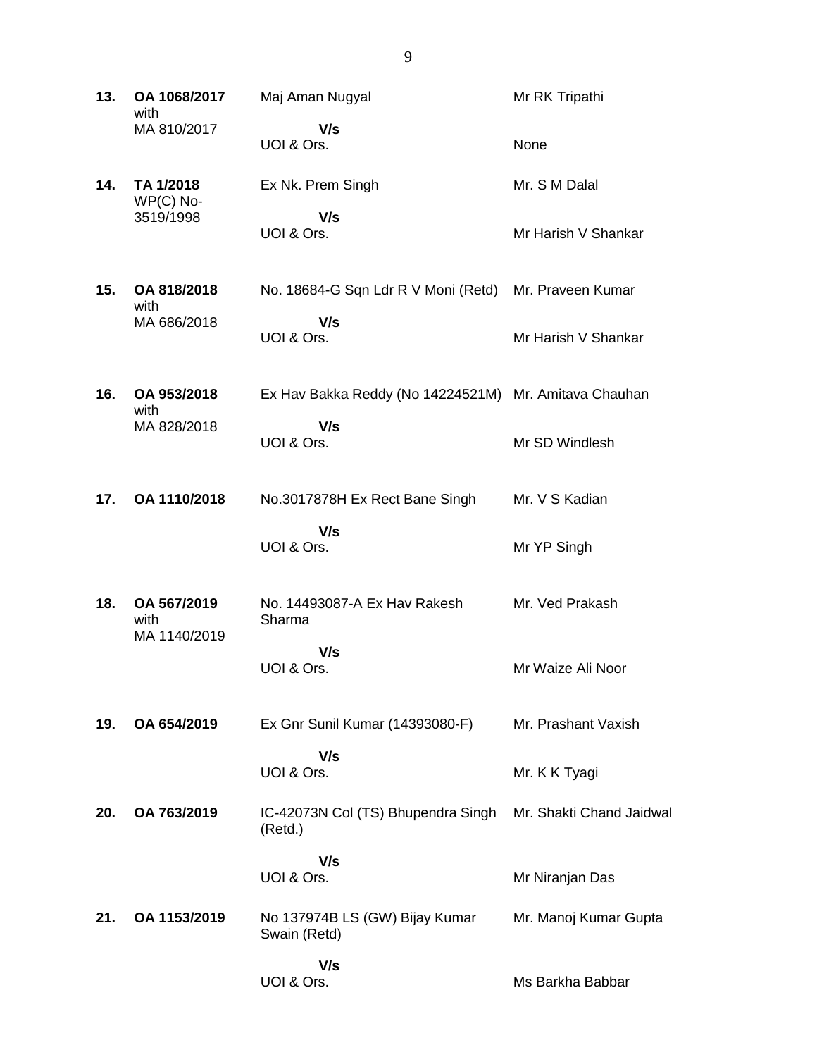| | | | |
|---|---|---|---|
| **13.** | **OA 1068/2017** with MA 810/2017 | Maj Aman Nugyal<br>**V/s**<br>UOI & Ors. | Mr RK Tripathi<br><br>None |
| **14.** | **TA 1/2018** WP(C) No-3519/1998 | Ex Nk. Prem Singh<br>**V/s**<br>UOI & Ors. | Mr. S M Dalal<br><br>Mr Harish V Shankar |
| **15.** | **OA 818/2018** with MA 686/2018 | No. 18684-G Sqn Ldr R V Moni (Retd)<br>**V/s**<br>UOI & Ors. | Mr. Praveen Kumar<br><br>Mr Harish V Shankar |
| **16.** | **OA 953/2018** with MA 828/2018 | Ex Hav Bakka Reddy (No 14224521M)<br>**V/s**<br>UOI & Ors. | Mr. Amitava Chauhan<br><br>Mr SD Windlesh |
| **17.** | **OA 1110/2018** | No.3017878H Ex Rect Bane Singh<br>**V/s**<br>UOI & Ors. | Mr. V S Kadian<br><br>Mr YP Singh |
| **18.** | **OA 567/2019** with MA 1140/2019 | No. 14493087-A Ex Hav Rakesh Sharma<br>**V/s**<br>UOI & Ors. | Mr. Ved Prakash<br><br>Mr Waize Ali Noor |
| **19.** | **OA 654/2019** | Ex Gnr Sunil Kumar (14393080-F)<br>**V/s**<br>UOI & Ors. | Mr. Prashant Vaxish<br><br>Mr. K K Tyagi |
| **20.** | **OA 763/2019** | IC-42073N Col (TS) Bhupendra Singh (Retd.)<br>**V/s**<br>UOI & Ors. | Mr. Shakti Chand Jaidwal<br><br>Mr Niranjan Das |
| **21.** | **OA 1153/2019** | No 137974B LS (GW) Bijay Kumar Swain (Retd)<br>**V/s**<br>UOI & Ors. | Mr. Manoj Kumar Gupta<br><br>Ms Barkha Babbar |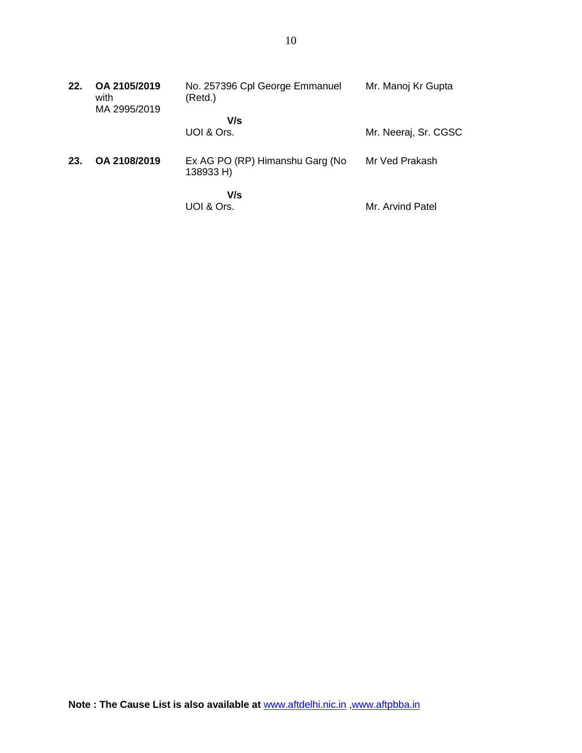| | | | |
|---|---|---|---|
| **22.** | **OA 2105/2019** with MA 2995/2019 | No. 257396 Cpl George Emmanuel (Retd.) | Mr. Manoj Kr Gupta |
| | | **V/s** | |
| | | UOI & Ors. | Mr. Neeraj, Sr. CGSC |
| **23.** | **OA 2108/2019** | Ex AG PO (RP) Himanshu Garg (No 138933 H) | Mr Ved Prakash |
| | | **V/s** | |
| | | UOI & Ors. | Mr. Arvind Patel |

**Note : The Cause List is also available at** www.aftdelhi.nic.in ,www.aftpbba.in